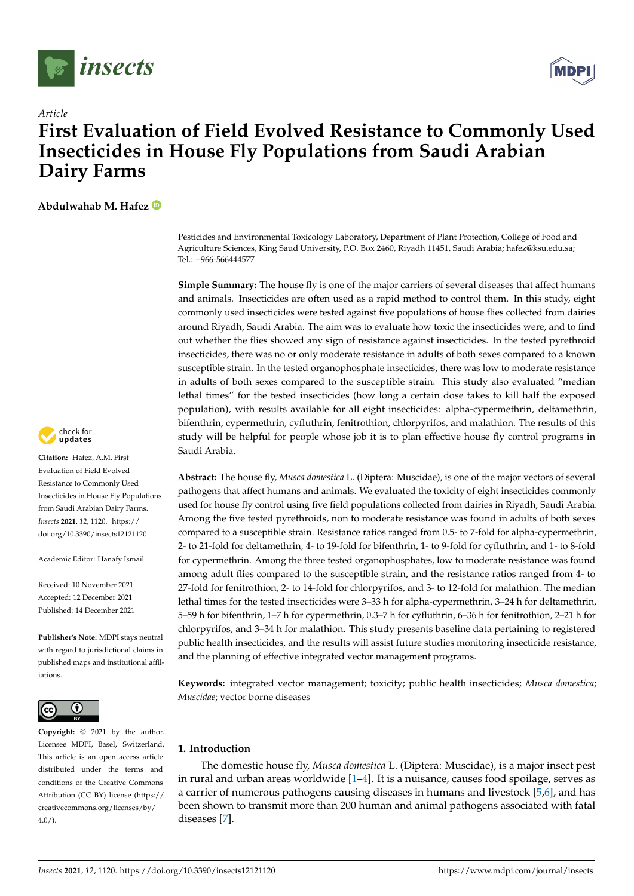*Article*

# First Evaluation of Field Evolved Resistance to Commonly Used Insecticides in House Fly Populations from Saudi Arabian Dairy Farms

**Abdulwahab M. Hafez**

Pesticides and Environmental Toxicology Laboratory, Department of Plant Protection, College of Food and Agriculture Sciences, King Saud University, P.O. Box 2460, Riyadh 11451, Saudi Arabia; hafez@ksu.edu.sa; Tel.: +966-566444577

**Simple Summary:** The house fly is one of the major carriers of several diseases that affect humans and animals. Insecticides are often used as a rapid method to control them. In this study, eight commonly used insecticides were tested against five populations of house flies collected from dairies around Riyadh, Saudi Arabia. The aim was to evaluate how toxic the insecticides were, and to find out whether the flies showed any sign of resistance against insecticides. In the tested pyrethroid insecticides, there was no or only moderate resistance in adults of both sexes compared to a known susceptible strain. In the tested organophosphate insecticides, there was low to moderate resistance in adults of both sexes compared to the susceptible strain. This study also evaluated "median lethal times" for the tested insecticides (how long a certain dose takes to kill half the exposed population), with results available for all eight insecticides: alpha-cypermethrin, deltamethrin, bifenthrin, cypermethrin, cyfluthrin, fenitrothion, chlorpyrifos, and malathion. The results of this study will be helpful for people whose job it is to plan effective house fly control programs in Saudi Arabia.

**Abstract:** The house fly, *Musca domestica* L. (Diptera: Muscidae), is one of the major vectors of several pathogens that affect humans and animals. We evaluated the toxicity of eight insecticides commonly used for house fly control using five field populations collected from dairies in Riyadh, Saudi Arabia. Among the five tested pyrethroids, non to moderate resistance was found in adults of both sexes compared to a susceptible strain. Resistance ratios ranged from 0.5- to 7-fold for alpha-cypermethrin, 2- to 21-fold for deltamethrin, 4- to 19-fold for bifenthrin, 1- to 9-fold for cyfluthrin, and 1- to 8-fold for cypermethrin. Among the three tested organophosphates, low to moderate resistance was found among adult flies compared to the susceptible strain, and the resistance ratios ranged from 4- to 27-fold for fenitrothion, 2- to 14-fold for chlorpyrifos, and 3- to 12-fold for malathion. The median lethal times for the tested insecticides were 3–33 h for alpha-cypermethrin, 3–24 h for deltamethrin, 5–59 h for bifenthrin, 1–7 h for cypermethrin, 0.3–7 h for cyfluthrin, 6–36 h for fenitrothion, 2–21 h for chlorpyrifos, and 3–34 h for malathion. This study presents baseline data pertaining to registered public health insecticides, and the results will assist future studies monitoring insecticide resistance, and the planning of effective integrated vector management programs.

**Keywords:** integrated vector management; toxicity; public health insecticides; *Musca domestica*; *Muscidae*; vector borne diseases

**Citation:** Hafez, A.M. First Evaluation of Field Evolved Resistance to Commonly Used Insecticides in House Fly Populations from Saudi Arabian Dairy Farms. *Insects* **2021**, *12*, 1120. https://doi.org/10.3390/insects12121120

Academic Editor: Hanafy Ismail

Received: 10 November 2021
Accepted: 12 December 2021
Published: 14 December 2021

**Publisher's Note:** MDPI stays neutral with regard to jurisdictional claims in published maps and institutional affiliations.

**Copyright:** © 2021 by the author. Licensee MDPI, Basel, Switzerland. This article is an open access article distributed under the terms and conditions of the Creative Commons Attribution (CC BY) license (https://creativecommons.org/licenses/by/4.0/).

## 1. Introduction

The domestic house fly, *Musca domestica* L. (Diptera: Muscidae), is a major insect pest in rural and urban areas worldwide [1–4]. It is a nuisance, causes food spoilage, serves as a carrier of numerous pathogens causing diseases in humans and livestock [5,6], and has been shown to transmit more than 200 human and animal pathogens associated with fatal diseases [7].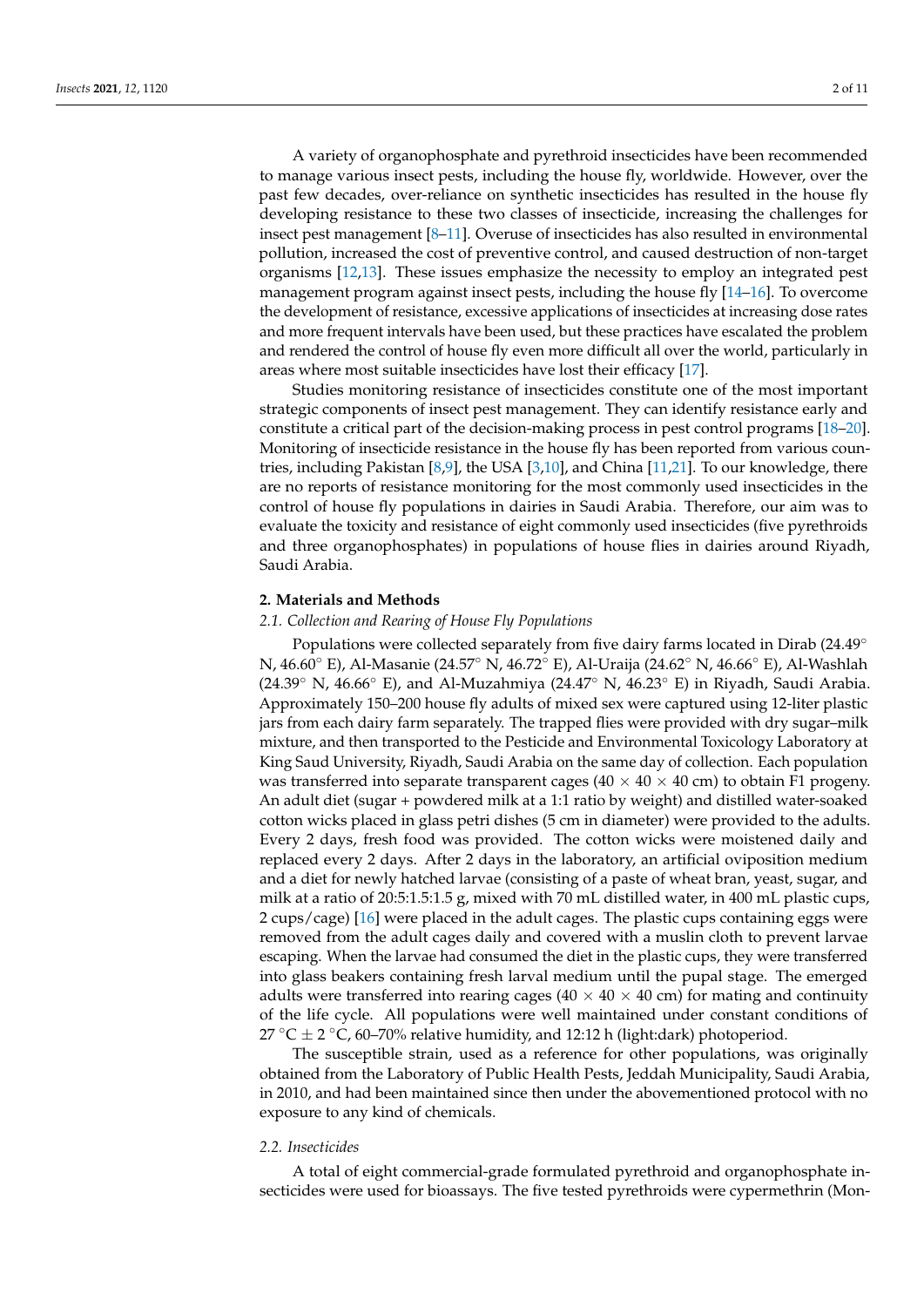A variety of organophosphate and pyrethroid insecticides have been recommended to manage various insect pests, including the house fly, worldwide. However, over the past few decades, over-reliance on synthetic insecticides has resulted in the house fly developing resistance to these two classes of insecticide, increasing the challenges for insect pest management [8–11]. Overuse of insecticides has also resulted in environmental pollution, increased the cost of preventive control, and caused destruction of non-target organisms [12,13]. These issues emphasize the necessity to employ an integrated pest management program against insect pests, including the house fly [14–16]. To overcome the development of resistance, excessive applications of insecticides at increasing dose rates and more frequent intervals have been used, but these practices have escalated the problem and rendered the control of house fly even more difficult all over the world, particularly in areas where most suitable insecticides have lost their efficacy [17].

Studies monitoring resistance of insecticides constitute one of the most important strategic components of insect pest management. They can identify resistance early and constitute a critical part of the decision-making process in pest control programs [18–20]. Monitoring of insecticide resistance in the house fly has been reported from various countries, including Pakistan [8,9], the USA [3,10], and China [11,21]. To our knowledge, there are no reports of resistance monitoring for the most commonly used insecticides in the control of house fly populations in dairies in Saudi Arabia. Therefore, our aim was to evaluate the toxicity and resistance of eight commonly used insecticides (five pyrethroids and three organophosphates) in populations of house flies in dairies around Riyadh, Saudi Arabia.

## 2. Materials and Methods

### *2.1. Collection and Rearing of House Fly Populations*

Populations were collected separately from five dairy farms located in Dirab (24.49° N, 46.60° E), Al-Masanie (24.57° N, 46.72° E), Al-Uraija (24.62° N, 46.66° E), Al-Washlah (24.39° N, 46.66° E), and Al-Muzahmiya (24.47° N, 46.23° E) in Riyadh, Saudi Arabia. Approximately 150–200 house fly adults of mixed sex were captured using 12-liter plastic jars from each dairy farm separately. The trapped flies were provided with dry sugar–milk mixture, and then transported to the Pesticide and Environmental Toxicology Laboratory at King Saud University, Riyadh, Saudi Arabia on the same day of collection. Each population was transferred into separate transparent cages (40 × 40 × 40 cm) to obtain F1 progeny. An adult diet (sugar + powdered milk at a 1:1 ratio by weight) and distilled water-soaked cotton wicks placed in glass petri dishes (5 cm in diameter) were provided to the adults. Every 2 days, fresh food was provided. The cotton wicks were moistened daily and replaced every 2 days. After 2 days in the laboratory, an artificial oviposition medium and a diet for newly hatched larvae (consisting of a paste of wheat bran, yeast, sugar, and milk at a ratio of 20:5:1.5:1.5 g, mixed with 70 mL distilled water, in 400 mL plastic cups, 2 cups/cage) [16] were placed in the adult cages. The plastic cups containing eggs were removed from the adult cages daily and covered with a muslin cloth to prevent larvae escaping. When the larvae had consumed the diet in the plastic cups, they were transferred into glass beakers containing fresh larval medium until the pupal stage. The emerged adults were transferred into rearing cages (40 × 40 × 40 cm) for mating and continuity of the life cycle. All populations were well maintained under constant conditions of 27 °C ± 2 °C, 60–70% relative humidity, and 12:12 h (light:dark) photoperiod.

The susceptible strain, used as a reference for other populations, was originally obtained from the Laboratory of Public Health Pests, Jeddah Municipality, Saudi Arabia, in 2010, and had been maintained since then under the abovementioned protocol with no exposure to any kind of chemicals.

### *2.2. Insecticides*

A total of eight commercial-grade formulated pyrethroid and organophosphate insecticides were used for bioassays. The five tested pyrethroids were cypermethrin (Mon-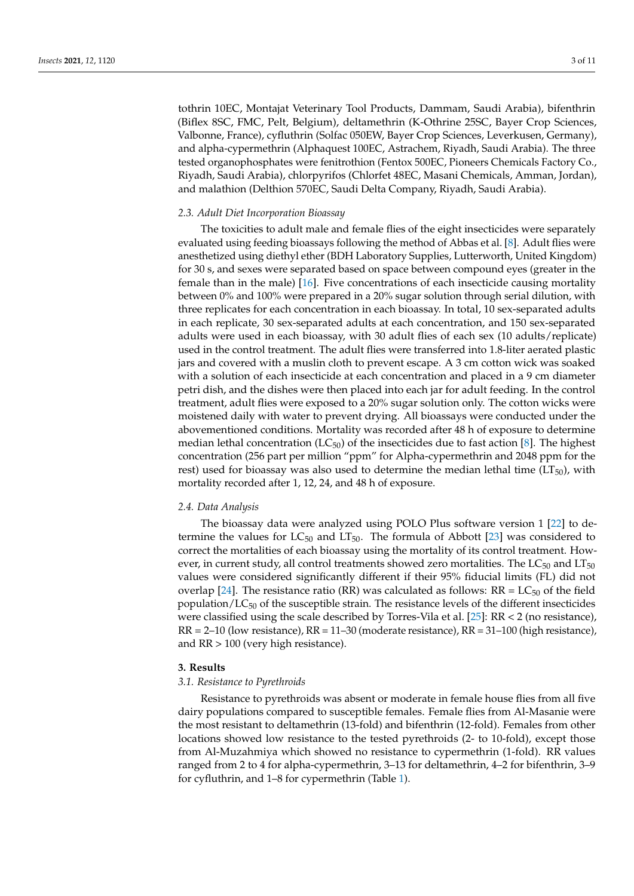tothrin 10EC, Montajat Veterinary Tool Products, Dammam, Saudi Arabia), bifenthrin (Biflex 8SC, FMC, Pelt, Belgium), deltamethrin (K-Othrine 25SC, Bayer Crop Sciences, Valbonne, France), cyfluthrin (Solfac 050EW, Bayer Crop Sciences, Leverkusen, Germany), and alpha-cypermethrin (Alphaquest 100EC, Astrachem, Riyadh, Saudi Arabia). The three tested organophosphates were fenitrothion (Fentox 500EC, Pioneers Chemicals Factory Co., Riyadh, Saudi Arabia), chlorpyrifos (Chlorfet 48EC, Masani Chemicals, Amman, Jordan), and malathion (Delthion 570EC, Saudi Delta Company, Riyadh, Saudi Arabia).

### *2.3. Adult Diet Incorporation Bioassay*

The toxicities to adult male and female flies of the eight insecticides were separately evaluated using feeding bioassays following the method of Abbas et al. [8]. Adult flies were anesthetized using diethyl ether (BDH Laboratory Supplies, Lutterworth, United Kingdom) for 30 s, and sexes were separated based on space between compound eyes (greater in the female than in the male) [16]. Five concentrations of each insecticide causing mortality between 0% and 100% were prepared in a 20% sugar solution through serial dilution, with three replicates for each concentration in each bioassay. In total, 10 sex-separated adults in each replicate, 30 sex-separated adults at each concentration, and 150 sex-separated adults were used in each bioassay, with 30 adult flies of each sex (10 adults/replicate) used in the control treatment. The adult flies were transferred into 1.8-liter aerated plastic jars and covered with a muslin cloth to prevent escape. A 3 cm cotton wick was soaked with a solution of each insecticide at each concentration and placed in a 9 cm diameter petri dish, and the dishes were then placed into each jar for adult feeding. In the control treatment, adult flies were exposed to a 20% sugar solution only. The cotton wicks were moistened daily with water to prevent drying. All bioassays were conducted under the abovementioned conditions. Mortality was recorded after 48 h of exposure to determine median lethal concentration ($LC_{50}$) of the insecticides due to fast action [8]. The highest concentration (256 part per million "ppm" for Alpha-cypermethrin and 2048 ppm for the rest) used for bioassay was also used to determine the median lethal time ($LT_{50}$), with mortality recorded after 1, 12, 24, and 48 h of exposure.

### *2.4. Data Analysis*

The bioassay data were analyzed using POLO Plus software version 1 [22] to determine the values for $LC_{50}$ and $LT_{50}$. The formula of Abbott [23] was considered to correct the mortalities of each bioassay using the mortality of its control treatment. However, in current study, all control treatments showed zero mortalities. The $LC_{50}$ and $LT_{50}$ values were considered significantly different if their 95% fiducial limits (FL) did not overlap [24]. The resistance ratio (RR) was calculated as follows: RR = $LC_{50}$ of the field population/$LC_{50}$ of the susceptible strain. The resistance levels of the different insecticides were classified using the scale described by Torres-Vila et al. [25]: RR < 2 (no resistance), RR = 2–10 (low resistance), RR = 11–30 (moderate resistance), RR = 31–100 (high resistance), and RR > 100 (very high resistance).

## 3. Results

### *3.1. Resistance to Pyrethroids*

Resistance to pyrethroids was absent or moderate in female house flies from all five dairy populations compared to susceptible females. Female flies from Al-Masanie were the most resistant to deltamethrin (13-fold) and bifenthrin (12-fold). Females from other locations showed low resistance to the tested pyrethroids (2- to 10-fold), except those from Al-Muzahmiya which showed no resistance to cypermethrin (1-fold). RR values ranged from 2 to 4 for alpha-cypermethrin, 3–13 for deltamethrin, 4–2 for bifenthrin, 3–9 for cyfluthrin, and 1–8 for cypermethrin (Table 1).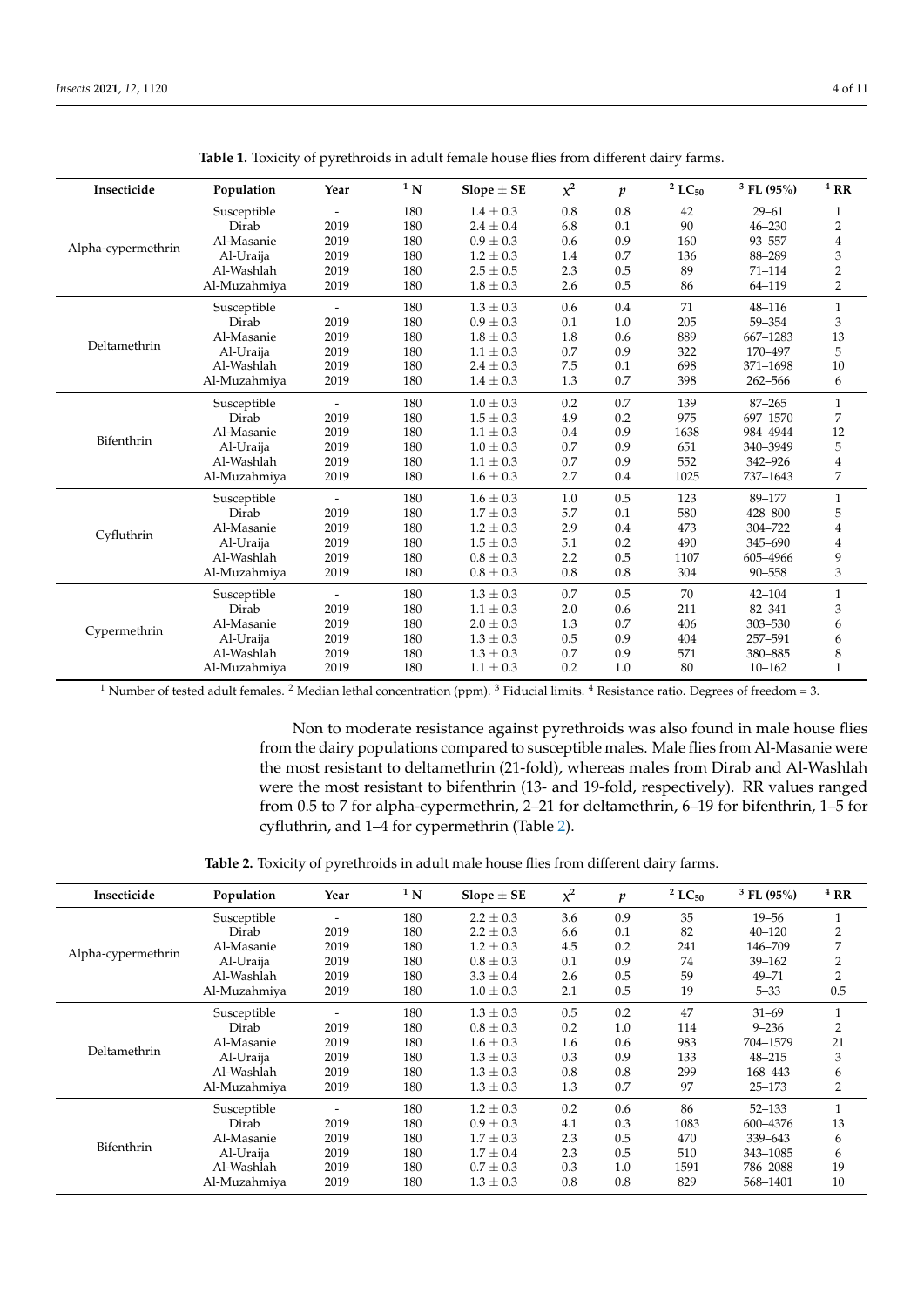**Table 1.** Toxicity of pyrethroids in adult female house flies from different dairy farms.

| Insecticide | Population | Year | [1] N | Slope ± SE | $\chi^2$ | $p$ | [2] $LC_{50}$ | [3] FL (95%) | [4] RR |
|---|---|---|---|---|---|---|---|---|---|
| Alpha-cypermethrin | Susceptible | - | 180 | 1.4 ± 0.3 | 0.8 | 0.8 | 42 | 29–61 | 1 |
| | Dirab | 2019 | 180 | 2.4 ± 0.4 | 6.8 | 0.1 | 90 | 46–230 | 2 |
| | Al-Masanie | 2019 | 180 | 0.9 ± 0.3 | 0.6 | 0.9 | 160 | 93–557 | 4 |
| | Al-Uraija | 2019 | 180 | 1.2 ± 0.3 | 1.4 | 0.7 | 136 | 88–289 | 3 |
| | Al-Washlah | 2019 | 180 | 2.5 ± 0.5 | 2.3 | 0.5 | 89 | 71–114 | 2 |
| | Al-Muzahmiya | 2019 | 180 | 1.8 ± 0.3 | 2.6 | 0.5 | 86 | 64–119 | 2 |
| Deltamethrin | Susceptible | - | 180 | 1.3 ± 0.3 | 0.6 | 0.4 | 71 | 48–116 | 1 |
| | Dirab | 2019 | 180 | 0.9 ± 0.3 | 0.1 | 1.0 | 205 | 59–354 | 3 |
| | Al-Masanie | 2019 | 180 | 1.8 ± 0.3 | 1.8 | 0.6 | 889 | 667–1283 | 13 |
| | Al-Uraija | 2019 | 180 | 1.1 ± 0.3 | 0.7 | 0.9 | 322 | 170–497 | 5 |
| | Al-Washlah | 2019 | 180 | 2.4 ± 0.3 | 7.5 | 0.1 | 698 | 371–1698 | 10 |
| | Al-Muzahmiya | 2019 | 180 | 1.4 ± 0.3 | 1.3 | 0.7 | 398 | 262–566 | 6 |
| Bifenthrin | Susceptible | - | 180 | 1.0 ± 0.3 | 0.2 | 0.7 | 139 | 87–265 | 1 |
| | Dirab | 2019 | 180 | 1.5 ± 0.3 | 4.9 | 0.2 | 975 | 697–1570 | 7 |
| | Al-Masanie | 2019 | 180 | 1.1 ± 0.3 | 0.4 | 0.9 | 1638 | 984–4944 | 12 |
| | Al-Uraija | 2019 | 180 | 1.0 ± 0.3 | 0.7 | 0.9 | 651 | 340–3949 | 5 |
| | Al-Washlah | 2019 | 180 | 1.1 ± 0.3 | 0.7 | 0.9 | 552 | 342–926 | 4 |
| | Al-Muzahmiya | 2019 | 180 | 1.6 ± 0.3 | 2.7 | 0.4 | 1025 | 737–1643 | 7 |
| Cyfluthrin | Susceptible | - | 180 | 1.6 ± 0.3 | 1.0 | 0.5 | 123 | 89–177 | 1 |
| | Dirab | 2019 | 180 | 1.7 ± 0.3 | 5.7 | 0.1 | 580 | 428–800 | 5 |
| | Al-Masanie | 2019 | 180 | 1.2 ± 0.3 | 2.9 | 0.4 | 473 | 304–722 | 4 |
| | Al-Uraija | 2019 | 180 | 1.5 ± 0.3 | 5.1 | 0.2 | 490 | 345–690 | 4 |
| | Al-Washlah | 2019 | 180 | 0.8 ± 0.3 | 2.2 | 0.5 | 1107 | 605–4966 | 9 |
| | Al-Muzahmiya | 2019 | 180 | 0.8 ± 0.3 | 0.8 | 0.8 | 304 | 90–558 | 3 |
| Cypermethrin | Susceptible | - | 180 | 1.3 ± 0.3 | 0.7 | 0.5 | 70 | 42–104 | 1 |
| | Dirab | 2019 | 180 | 1.1 ± 0.3 | 2.0 | 0.6 | 211 | 82–341 | 3 |
| | Al-Masanie | 2019 | 180 | 2.0 ± 0.3 | 1.3 | 0.7 | 406 | 303–530 | 6 |
| | Al-Uraija | 2019 | 180 | 1.3 ± 0.3 | 0.5 | 0.9 | 404 | 257–591 | 6 |
| | Al-Washlah | 2019 | 180 | 1.3 ± 0.3 | 0.7 | 0.9 | 571 | 380–885 | 8 |
| | Al-Muzahmiya | 2019 | 180 | 1.1 ± 0.3 | 0.2 | 1.0 | 80 | 10–162 | 1 |

[1] Number of tested adult females. [2] Median lethal concentration (ppm). [3] Fiducial limits. [4] Resistance ratio. Degrees of freedom = 3.

Non to moderate resistance against pyrethroids was also found in male house flies from the dairy populations compared to susceptible males. Male flies from Al-Masanie were the most resistant to deltamethrin (21-fold), whereas males from Dirab and Al-Washlah were the most resistant to bifenthrin (13- and 19-fold, respectively). RR values ranged from 0.5 to 7 for alpha-cypermethrin, 2–21 for deltamethrin, 6–19 for bifenthrin, 1–5 for cyfluthrin, and 1–4 for cypermethrin (Table 2).

**Table 2.** Toxicity of pyrethroids in adult male house flies from different dairy farms.

| Insecticide | Population | Year | [1] N | Slope ± SE | $\chi^2$ | $p$ | [2] $LC_{50}$ | [3] FL (95%) | [4] RR |
|---|---|---|---|---|---|---|---|---|---|
| Alpha-cypermethrin | Susceptible | - | 180 | 2.2 ± 0.3 | 3.6 | 0.9 | 35 | 19–56 | 1 |
| | Dirab | 2019 | 180 | 2.2 ± 0.3 | 6.6 | 0.1 | 82 | 40–120 | 2 |
| | Al-Masanie | 2019 | 180 | 1.2 ± 0.3 | 4.5 | 0.2 | 241 | 146–709 | 7 |
| | Al-Uraija | 2019 | 180 | 0.8 ± 0.3 | 0.1 | 0.9 | 74 | 39–162 | 2 |
| | Al-Washlah | 2019 | 180 | 3.3 ± 0.4 | 2.6 | 0.5 | 59 | 49–71 | 2 |
| | Al-Muzahmiya | 2019 | 180 | 1.0 ± 0.3 | 2.1 | 0.5 | 19 | 5–33 | 0.5 |
| Deltamethrin | Susceptible | - | 180 | 1.3 ± 0.3 | 0.5 | 0.2 | 47 | 31–69 | 1 |
| | Dirab | 2019 | 180 | 0.8 ± 0.3 | 0.2 | 1.0 | 114 | 9–236 | 2 |
| | Al-Masanie | 2019 | 180 | 1.6 ± 0.3 | 1.6 | 0.6 | 983 | 704–1579 | 21 |
| | Al-Uraija | 2019 | 180 | 1.3 ± 0.3 | 0.3 | 0.9 | 133 | 48–215 | 3 |
| | Al-Washlah | 2019 | 180 | 1.3 ± 0.3 | 0.8 | 0.8 | 299 | 168–443 | 6 |
| | Al-Muzahmiya | 2019 | 180 | 1.3 ± 0.3 | 1.3 | 0.7 | 97 | 25–173 | 2 |
| Bifenthrin | Susceptible | - | 180 | 1.2 ± 0.3 | 0.2 | 0.6 | 86 | 52–133 | 1 |
| | Dirab | 2019 | 180 | 0.9 ± 0.3 | 4.1 | 0.3 | 1083 | 600–4376 | 13 |
| | Al-Masanie | 2019 | 180 | 1.7 ± 0.3 | 2.3 | 0.5 | 470 | 339–643 | 6 |
| | Al-Uraija | 2019 | 180 | 1.7 ± 0.4 | 2.3 | 0.5 | 510 | 343–1085 | 6 |
| | Al-Washlah | 2019 | 180 | 0.7 ± 0.3 | 0.3 | 1.0 | 1591 | 786–2088 | 19 |
| | Al-Muzahmiya | 2019 | 180 | 1.3 ± 0.3 | 0.8 | 0.8 | 829 | 568–1401 | 10 |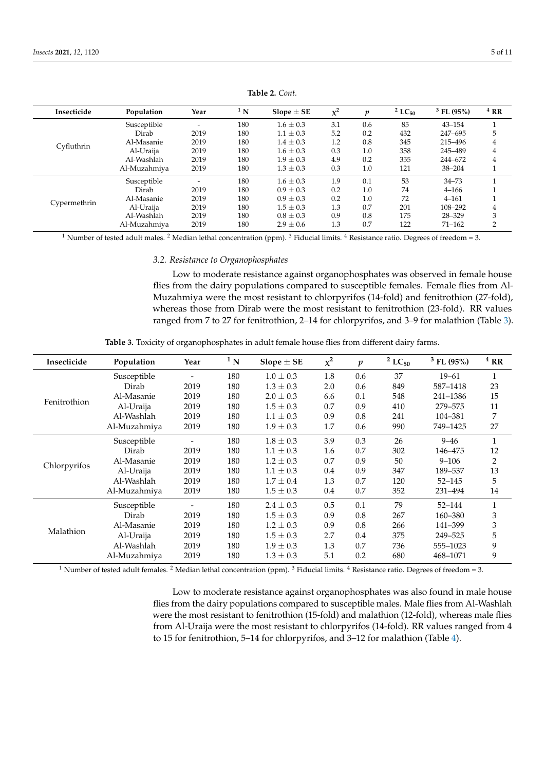**Table 2.** *Cont.*

| Insecticide | Population | Year | [1] N | Slope ± SE | $\chi^2$ | $p$ | [2] $LC_{50}$ | [3] FL (95%) | [4] RR |
|---|---|---|---|---|---|---|---|---|---|
| Cyfluthrin | Susceptible | - | 180 | 1.6 ± 0.3 | 3.1 | 0.6 | 85 | 43–154 | 1 |
| | Dirab | 2019 | 180 | 1.1 ± 0.3 | 5.2 | 0.2 | 432 | 247–695 | 5 |
| | Al-Masanie | 2019 | 180 | 1.4 ± 0.3 | 1.2 | 0.8 | 345 | 215–496 | 4 |
| | Al-Uraija | 2019 | 180 | 1.6 ± 0.3 | 0.3 | 1.0 | 358 | 245–489 | 4 |
| | Al-Washlah | 2019 | 180 | 1.9 ± 0.3 | 4.9 | 0.2 | 355 | 244–672 | 4 |
| | Al-Muzahmiya | 2019 | 180 | 1.3 ± 0.3 | 0.3 | 1.0 | 121 | 38–204 | 1 |
| Cypermethrin | Susceptible | - | 180 | 1.6 ± 0.3 | 1.9 | 0.1 | 53 | 34–73 | 1 |
| | Dirab | 2019 | 180 | 0.9 ± 0.3 | 0.2 | 1.0 | 74 | 4–166 | 1 |
| | Al-Masanie | 2019 | 180 | 0.9 ± 0.3 | 0.2 | 1.0 | 72 | 4–161 | 1 |
| | Al-Uraija | 2019 | 180 | 1.5 ± 0.3 | 1.3 | 0.7 | 201 | 108–292 | 4 |
| | Al-Washlah | 2019 | 180 | 0.8 ± 0.3 | 0.9 | 0.8 | 175 | 28–329 | 3 |
| | Al-Muzahmiya | 2019 | 180 | 2.9 ± 0.6 | 1.3 | 0.7 | 122 | 71–162 | 2 |

[1] Number of tested adult males. [2] Median lethal concentration (ppm). [3] Fiducial limits. [4] Resistance ratio. Degrees of freedom = 3.

### *3.2. Resistance to Organophosphates*

Low to moderate resistance against organophosphates was observed in female house flies from the dairy populations compared to susceptible females. Female flies from Al-Muzahmiya were the most resistant to chlorpyrifos (14-fold) and fenitrothion (27-fold), whereas those from Dirab were the most resistant to fenitrothion (23-fold). RR values ranged from 7 to 27 for fenitrothion, 2–14 for chlorpyrifos, and 3–9 for malathion (Table 3).

**Table 3.** Toxicity of organophosphates in adult female house flies from different dairy farms.

| Insecticide | Population | Year | [1] N | Slope ± SE | $\chi^2$ | $p$ | [2] $LC_{50}$ | [3] FL (95%) | [4] RR |
|---|---|---|---|---|---|---|---|---|---|
| Fenitrothion | Susceptible | - | 180 | 1.0 ± 0.3 | 1.8 | 0.6 | 37 | 19–61 | 1 |
| | Dirab | 2019 | 180 | 1.3 ± 0.3 | 2.0 | 0.6 | 849 | 587–1418 | 23 |
| | Al-Masanie | 2019 | 180 | 2.0 ± 0.3 | 6.6 | 0.1 | 548 | 241–1386 | 15 |
| | Al-Uraija | 2019 | 180 | 1.5 ± 0.3 | 0.7 | 0.9 | 410 | 279–575 | 11 |
| | Al-Washlah | 2019 | 180 | 1.1 ± 0.3 | 0.9 | 0.8 | 241 | 104–381 | 7 |
| | Al-Muzahmiya | 2019 | 180 | 1.9 ± 0.3 | 1.7 | 0.6 | 990 | 749–1425 | 27 |
| Chlorpyrifos | Susceptible | - | 180 | 1.8 ± 0.3 | 3.9 | 0.3 | 26 | 9–46 | 1 |
| | Dirab | 2019 | 180 | 1.1 ± 0.3 | 1.6 | 0.7 | 302 | 146–475 | 12 |
| | Al-Masanie | 2019 | 180 | 1.2 ± 0.3 | 0.7 | 0.9 | 50 | 9–106 | 2 |
| | Al-Uraija | 2019 | 180 | 1.1 ± 0.3 | 0.4 | 0.9 | 347 | 189–537 | 13 |
| | Al-Washlah | 2019 | 180 | 1.7 ± 0.4 | 1.3 | 0.7 | 120 | 52–145 | 5 |
| | Al-Muzahmiya | 2019 | 180 | 1.5 ± 0.3 | 0.4 | 0.7 | 352 | 231–494 | 14 |
| Malathion | Susceptible | - | 180 | 2.4 ± 0.3 | 0.5 | 0.1 | 79 | 52–144 | 1 |
| | Dirab | 2019 | 180 | 1.5 ± 0.3 | 0.9 | 0.8 | 267 | 160–380 | 3 |
| | Al-Masanie | 2019 | 180 | 1.2 ± 0.3 | 0.9 | 0.8 | 266 | 141–399 | 3 |
| | Al-Uraija | 2019 | 180 | 1.5 ± 0.3 | 2.7 | 0.4 | 375 | 249–525 | 5 |
| | Al-Washlah | 2019 | 180 | 1.9 ± 0.3 | 1.3 | 0.7 | 736 | 555–1023 | 9 |
| | Al-Muzahmiya | 2019 | 180 | 1.3 ± 0.3 | 5.1 | 0.2 | 680 | 468–1071 | 9 |

[1] Number of tested adult females. [2] Median lethal concentration (ppm). [3] Fiducial limits. [4] Resistance ratio. Degrees of freedom = 3.

Low to moderate resistance against organophosphates was also found in male house flies from the dairy populations compared to susceptible males. Male flies from Al-Washlah were the most resistant to fenitrothion (15-fold) and malathion (12-fold), whereas male flies from Al-Uraija were the most resistant to chlorpyrifos (14-fold). RR values ranged from 4 to 15 for fenitrothion, 5–14 for chlorpyrifos, and 3–12 for malathion (Table 4).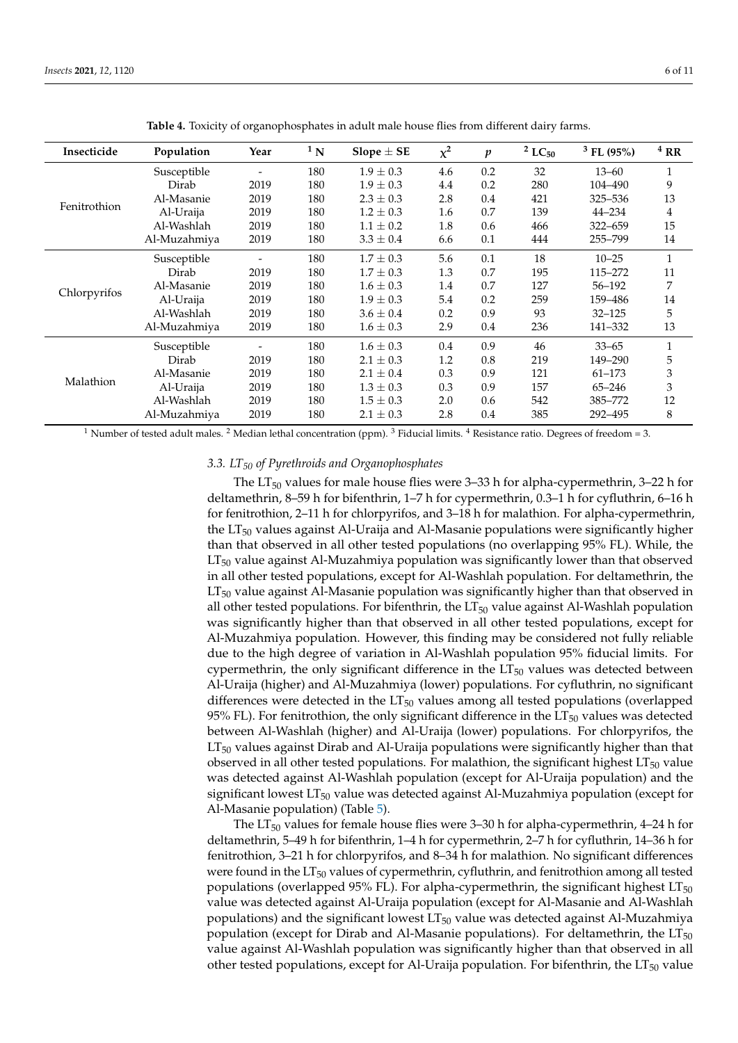**Table 4.** Toxicity of organophosphates in adult male house flies from different dairy farms.

| Insecticide | Population | Year | [1] N | Slope ± SE | $\chi^2$ | $p$ | [2] $LC_{50}$ | [3] FL (95%) | [4] RR |
|---|---|---|---|---|---|---|---|---|---|
| Fenitrothion | Susceptible | - | 180 | 1.9 ± 0.3 | 4.6 | 0.2 | 32 | 13–60 | 1 |
| | Dirab | 2019 | 180 | 1.9 ± 0.3 | 4.4 | 0.2 | 280 | 104–490 | 9 |
| | Al-Masanie | 2019 | 180 | 2.3 ± 0.3 | 2.8 | 0.4 | 421 | 325–536 | 13 |
| | Al-Uraija | 2019 | 180 | 1.2 ± 0.3 | 1.6 | 0.7 | 139 | 44–234 | 4 |
| | Al-Washlah | 2019 | 180 | 1.1 ± 0.2 | 1.8 | 0.6 | 466 | 322–659 | 15 |
| | Al-Muzahmiya | 2019 | 180 | 3.3 ± 0.4 | 6.6 | 0.1 | 444 | 255–799 | 14 |
| Chlorpyrifos | Susceptible | - | 180 | 1.7 ± 0.3 | 5.6 | 0.1 | 18 | 10–25 | 1 |
| | Dirab | 2019 | 180 | 1.7 ± 0.3 | 1.3 | 0.7 | 195 | 115–272 | 11 |
| | Al-Masanie | 2019 | 180 | 1.6 ± 0.3 | 1.4 | 0.7 | 127 | 56–192 | 7 |
| | Al-Uraija | 2019 | 180 | 1.9 ± 0.3 | 5.4 | 0.2 | 259 | 159–486 | 14 |
| | Al-Washlah | 2019 | 180 | 3.6 ± 0.4 | 0.2 | 0.9 | 93 | 32–125 | 5 |
| | Al-Muzahmiya | 2019 | 180 | 1.6 ± 0.3 | 2.9 | 0.4 | 236 | 141–332 | 13 |
| Malathion | Susceptible | - | 180 | 1.6 ± 0.3 | 0.4 | 0.9 | 46 | 33–65 | 1 |
| | Dirab | 2019 | 180 | 2.1 ± 0.3 | 1.2 | 0.8 | 219 | 149–290 | 5 |
| | Al-Masanie | 2019 | 180 | 2.1 ± 0.4 | 0.3 | 0.9 | 121 | 61–173 | 3 |
| | Al-Uraija | 2019 | 180 | 1.3 ± 0.3 | 0.3 | 0.9 | 157 | 65–246 | 3 |
| | Al-Washlah | 2019 | 180 | 1.5 ± 0.3 | 2.0 | 0.6 | 542 | 385–772 | 12 |
| | Al-Muzahmiya | 2019 | 180 | 2.1 ± 0.3 | 2.8 | 0.4 | 385 | 292–495 | 8 |

[1] Number of tested adult males. [2] Median lethal concentration (ppm). [3] Fiducial limits. [4] Resistance ratio. Degrees of freedom = 3.

### 3.3. $LT_{50}$ of Pyrethroids and Organophosphates

The $LT_{50}$ values for male house flies were 3–33 h for alpha-cypermethrin, 3–22 h for deltamethrin, 8–59 h for bifenthrin, 1–7 h for cypermethrin, 0.3–1 h for cyfluthrin, 6–16 h for fenitrothion, 2–11 h for chlorpyrifos, and 3–18 h for malathion. For alpha-cypermethrin, the $LT_{50}$ values against Al-Uraija and Al-Masanie populations were significantly higher than that observed in all other tested populations (no overlapping 95% FL). While, the $LT_{50}$ value against Al-Muzahmiya population was significantly lower than that observed in all other tested populations, except for Al-Washlah population. For deltamethrin, the $LT_{50}$ value against Al-Masanie population was significantly higher than that observed in all other tested populations. For bifenthrin, the $LT_{50}$ value against Al-Washlah population was significantly higher than that observed in all other tested populations, except for Al-Muzahmiya population. However, this finding may be considered not fully reliable due to the high degree of variation in Al-Washlah population 95% fiducial limits. For cypermethrin, the only significant difference in the $LT_{50}$ values was detected between Al-Uraija (higher) and Al-Muzahmiya (lower) populations. For cyfluthrin, no significant differences were detected in the $LT_{50}$ values among all tested populations (overlapped 95% FL). For fenitrothion, the only significant difference in the $LT_{50}$ values was detected between Al-Washlah (higher) and Al-Uraija (lower) populations. For chlorpyrifos, the $LT_{50}$ values against Dirab and Al-Uraija populations were significantly higher than that observed in all other tested populations. For malathion, the significant highest $LT_{50}$ value was detected against Al-Washlah population (except for Al-Uraija population) and the significant lowest $LT_{50}$ value was detected against Al-Muzahmiya population (except for Al-Masanie population) (Table 5).

The $LT_{50}$ values for female house flies were 3–30 h for alpha-cypermethrin, 4–24 h for deltamethrin, 5–49 h for bifenthrin, 1–4 h for cypermethrin, 2–7 h for cyfluthrin, 14–36 h for fenitrothion, 3–21 h for chlorpyrifos, and 8–34 h for malathion. No significant differences were found in the $LT_{50}$ values of cypermethrin, cyfluthrin, and fenitrothion among all tested populations (overlapped 95% FL). For alpha-cypermethrin, the significant highest $LT_{50}$ value was detected against Al-Uraija population (except for Al-Masanie and Al-Washlah populations) and the significant lowest $LT_{50}$ value was detected against Al-Muzahmiya population (except for Dirab and Al-Masanie populations). For deltamethrin, the $LT_{50}$ value against Al-Washlah population was significantly higher than that observed in all other tested populations, except for Al-Uraija population. For bifenthrin, the $LT_{50}$ value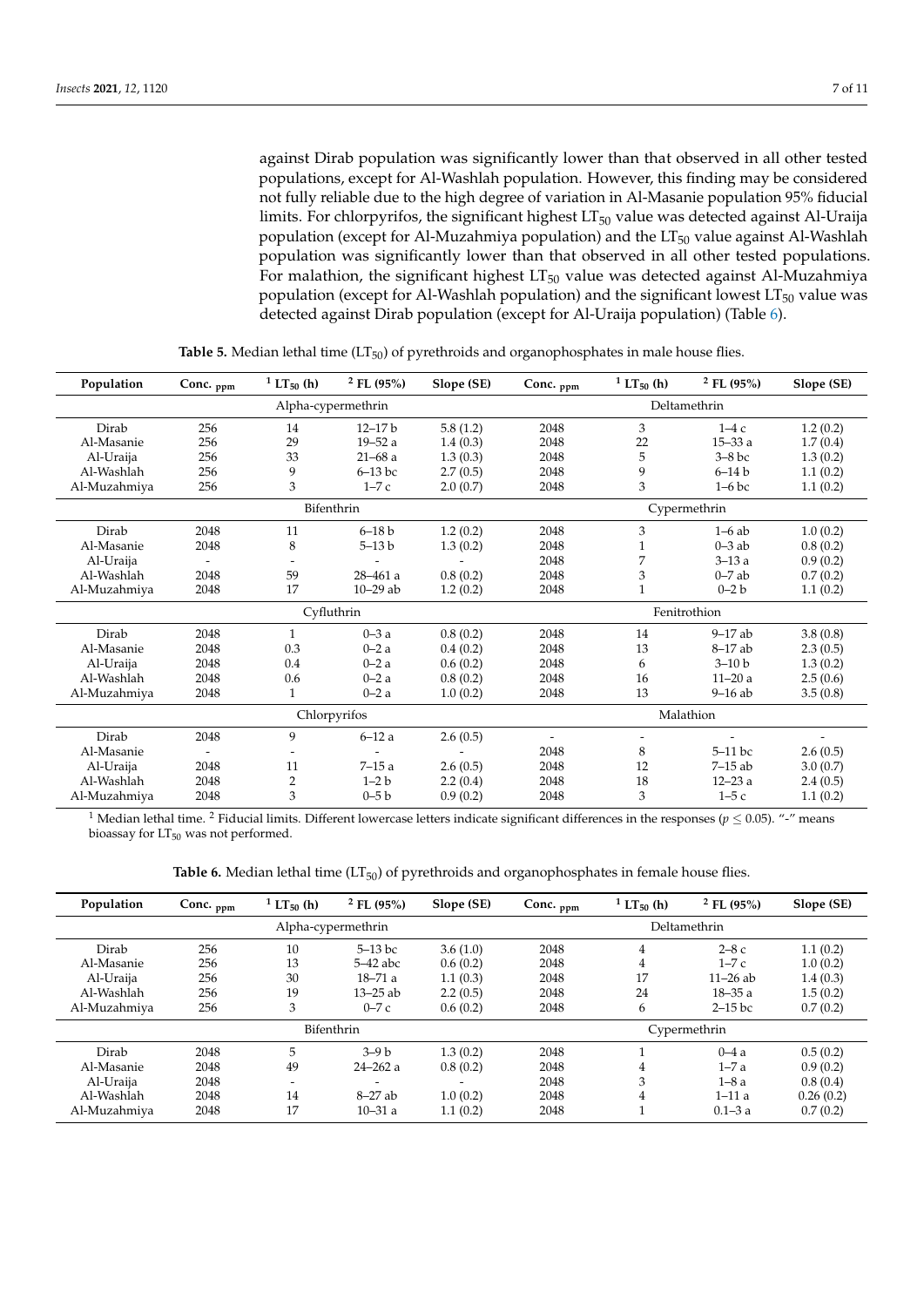against Dirab population was significantly lower than that observed in all other tested populations, except for Al-Washlah population. However, this finding may be considered not fully reliable due to the high degree of variation in Al-Masanie population 95% fiducial limits. For chlorpyrifos, the significant highest $LT_{50}$ value was detected against Al-Uraija population (except for Al-Muzahmiya population) and the $LT_{50}$ value against Al-Washlah population was significantly lower than that observed in all other tested populations. For malathion, the significant highest $LT_{50}$ value was detected against Al-Muzahmiya population (except for Al-Washlah population) and the significant lowest $LT_{50}$ value was detected against Dirab population (except for Al-Uraija population) (Table 6).

**Table 5.** Median lethal time ($LT_{50}$) of pyrethroids and organophosphates in male house flies.

| Population | Conc. $_{ppm}$ | [1] $LT_{50}$ (h) | [2] FL (95%) | Slope (SE) | Conc. $_{ppm}$ | [1] $LT_{50}$ (h) | [2] FL (95%) | Slope (SE) |
|---|---|---|---|---|---|---|---|---|
| | | Alpha-cypermethrin | | | | Deltamethrin | | |
| Dirab | 256 | 14 | 12–17 b | 5.8 (1.2) | 2048 | 3 | 1–4 c | 1.2 (0.2) |
| Al-Masanie | 256 | 29 | 19–52 a | 1.4 (0.3) | 2048 | 22 | 15–33 a | 1.7 (0.4) |
| Al-Uraija | 256 | 33 | 21–68 a | 1.3 (0.3) | 2048 | 5 | 3–8 bc | 1.3 (0.2) |
| Al-Washlah | 256 | 9 | 6–13 bc | 2.7 (0.5) | 2048 | 9 | 6–14 b | 1.1 (0.2) |
| Al-Muzahmiya | 256 | 3 | 1–7 c | 2.0 (0.7) | 2048 | 3 | 1–6 bc | 1.1 (0.2) |
| | | Bifenthrin | | | | Cypermethrin | | |
| Dirab | 2048 | 11 | 6–18 b | 1.2 (0.2) | 2048 | 3 | 1–6 ab | 1.0 (0.2) |
| Al-Masanie | 2048 | 8 | 5–13 b | 1.3 (0.2) | 2048 | 1 | 0–3 ab | 0.8 (0.2) |
| Al-Uraija | - | - | - | - | 2048 | 7 | 3–13 a | 0.9 (0.2) |
| Al-Washlah | 2048 | 59 | 28–461 a | 0.8 (0.2) | 2048 | 3 | 0–7 ab | 0.7 (0.2) |
| Al-Muzahmiya | 2048 | 17 | 10–29 ab | 1.2 (0.2) | 2048 | 1 | 0–2 b | 1.1 (0.2) |
| | | Cyfluthrin | | | | Fenitrothion | | |
| Dirab | 2048 | 1 | 0–3 a | 0.8 (0.2) | 2048 | 14 | 9–17 ab | 3.8 (0.8) |
| Al-Masanie | 2048 | 0.3 | 0–2 a | 0.4 (0.2) | 2048 | 13 | 8–17 ab | 2.3 (0.5) |
| Al-Uraija | 2048 | 0.4 | 0–2 a | 0.6 (0.2) | 2048 | 6 | 3–10 b | 1.3 (0.2) |
| Al-Washlah | 2048 | 0.6 | 0–2 a | 0.8 (0.2) | 2048 | 16 | 11–20 a | 2.5 (0.6) |
| Al-Muzahmiya | 2048 | 1 | 0–2 a | 1.0 (0.2) | 2048 | 13 | 9–16 ab | 3.5 (0.8) |
| | | Chlorpyrifos | | | | Malathion | | |
| Dirab | 2048 | 9 | 6–12 a | 2.6 (0.5) | - | - | - | - |
| Al-Masanie | - | - | - | - | 2048 | 8 | 5–11 bc | 2.6 (0.5) |
| Al-Uraija | 2048 | 11 | 7–15 a | 2.6 (0.5) | 2048 | 12 | 7–15 ab | 3.0 (0.7) |
| Al-Washlah | 2048 | 2 | 1–2 b | 2.2 (0.4) | 2048 | 18 | 12–23 a | 2.4 (0.5) |
| Al-Muzahmiya | 2048 | 3 | 0–5 b | 0.9 (0.2) | 2048 | 3 | 1–5 c | 1.1 (0.2) |

[1] Median lethal time. [2] Fiducial limits. Different lowercase letters indicate significant differences in the responses ($p \leq 0.05$). "-" means bioassay for $LT_{50}$ was not performed.

**Table 6.** Median lethal time ($LT_{50}$) of pyrethroids and organophosphates in female house flies.

| Population | Conc. $_{ppm}$ | [1] $LT_{50}$ (h) | [2] FL (95%) | Slope (SE) | Conc. $_{ppm}$ | [1] $LT_{50}$ (h) | [2] FL (95%) | Slope (SE) |
|---|---|---|---|---|---|---|---|---|
| | | Alpha-cypermethrin | | | | Deltamethrin | | |
| Dirab | 256 | 10 | 5–13 bc | 3.6 (1.0) | 2048 | 4 | 2–8 c | 1.1 (0.2) |
| Al-Masanie | 256 | 13 | 5–42 abc | 0.6 (0.2) | 2048 | 4 | 1–7 c | 1.0 (0.2) |
| Al-Uraija | 256 | 30 | 18–71 a | 1.1 (0.3) | 2048 | 17 | 11–26 ab | 1.4 (0.3) |
| Al-Washlah | 256 | 19 | 13–25 ab | 2.2 (0.5) | 2048 | 24 | 18–35 a | 1.5 (0.2) |
| Al-Muzahmiya | 256 | 3 | 0–7 c | 0.6 (0.2) | 2048 | 6 | 2–15 bc | 0.7 (0.2) |
| | | Bifenthrin | | | | Cypermethrin | | |
| Dirab | 2048 | 5 | 3–9 b | 1.3 (0.2) | 2048 | 1 | 0–4 a | 0.5 (0.2) |
| Al-Masanie | 2048 | 49 | 24–262 a | 0.8 (0.2) | 2048 | 4 | 1–7 a | 0.9 (0.2) |
| Al-Uraija | 2048 | - | - | - | 2048 | 3 | 1–8 a | 0.8 (0.4) |
| Al-Washlah | 2048 | 14 | 8–27 ab | 1.0 (0.2) | 2048 | 4 | 1–11 a | 0.26 (0.2) |
| Al-Muzahmiya | 2048 | 17 | 10–31 a | 1.1 (0.2) | 2048 | 1 | 0.1–3 a | 0.7 (0.2) |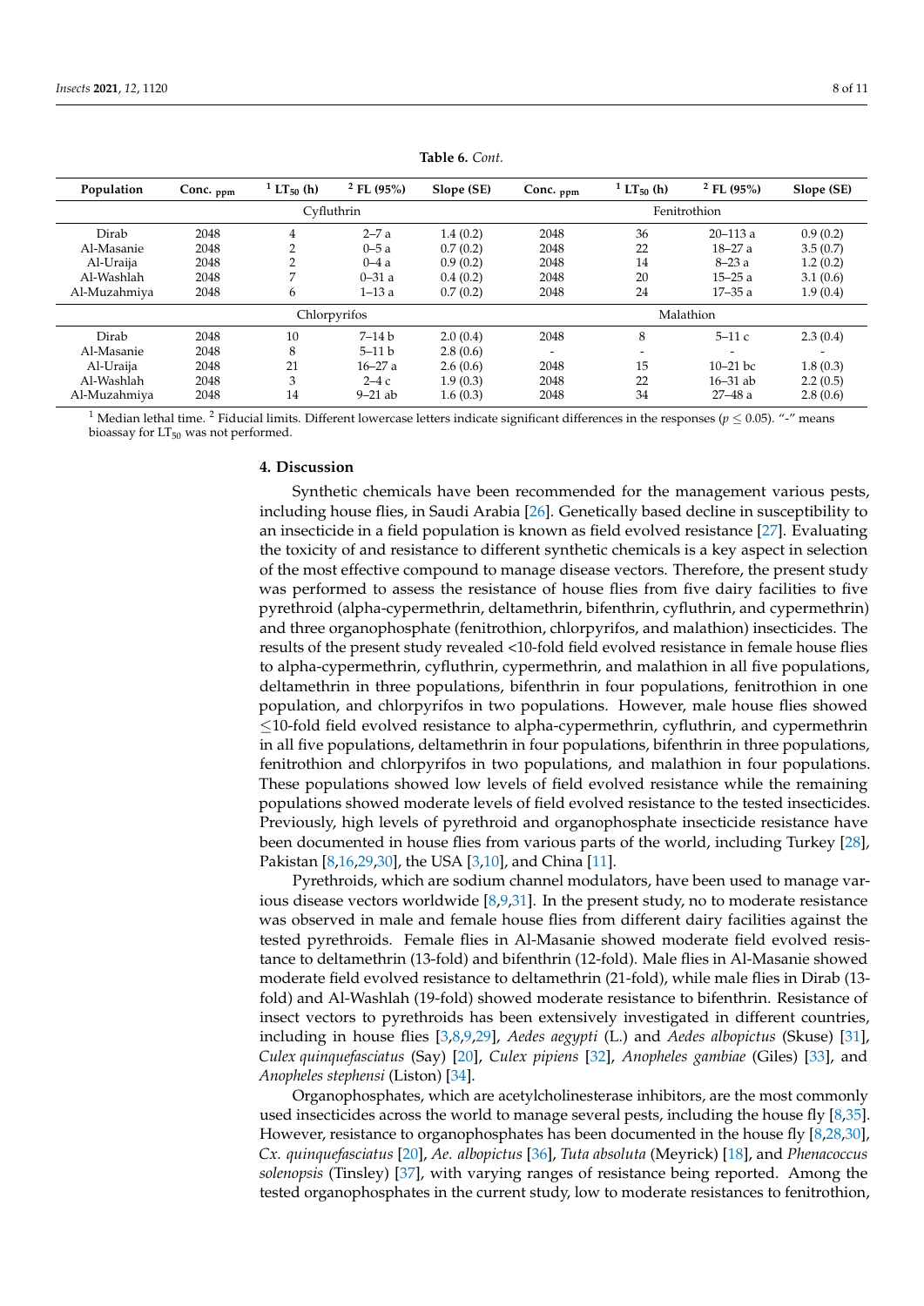**Table 6.** *Cont.*

| Population | Conc. ppm | [1] $LT_{50}$ (h) | [2] FL (95%) | Slope (SE) | Conc. ppm | [1] $LT_{50}$ (h) | [2] FL (95%) | Slope (SE) |
|---|---|---|---|---|---|---|---|---|
| | Cyfluthrin | | | | Fenitrothion | | | |
| Dirab | 2048 | 4 | 2–7 a | 1.4 (0.2) | 2048 | 36 | 20–113 a | 0.9 (0.2) |
| Al-Masanie | 2048 | 2 | 0–5 a | 0.7 (0.2) | 2048 | 22 | 18–27 a | 3.5 (0.7) |
| Al-Uraija | 2048 | 2 | 0–4 a | 0.9 (0.2) | 2048 | 14 | 8–23 a | 1.2 (0.2) |
| Al-Washlah | 2048 | 7 | 0–31 a | 0.4 (0.2) | 2048 | 20 | 15–25 a | 3.1 (0.6) |
| Al-Muzahmiya | 2048 | 6 | 1–13 a | 0.7 (0.2) | 2048 | 24 | 17–35 a | 1.9 (0.4) |
| | Chlorpyrifos | | | | Malathion | | | |
| Dirab | 2048 | 10 | 7–14 b | 2.0 (0.4) | 2048 | 8 | 5–11 c | 2.3 (0.4) |
| Al-Masanie | 2048 | 8 | 5–11 b | 2.8 (0.6) | - | - | - | - |
| Al-Uraija | 2048 | 21 | 16–27 a | 2.6 (0.6) | 2048 | 15 | 10–21 bc | 1.8 (0.3) |
| Al-Washlah | 2048 | 3 | 2–4 c | 1.9 (0.3) | 2048 | 22 | 16–31 ab | 2.2 (0.5) |
| Al-Muzahmiya | 2048 | 14 | 9–21 ab | 1.6 (0.3) | 2048 | 34 | 27–48 a | 2.8 (0.6) |

[1] Median lethal time. [2] Fiducial limits. Different lowercase letters indicate significant differences in the responses ($p \leq 0.05$). "-" means bioassay for $LT_{50}$ was not performed.

## 4. Discussion

Synthetic chemicals have been recommended for the management various pests, including house flies, in Saudi Arabia [26]. Genetically based decline in susceptibility to an insecticide in a field population is known as field evolved resistance [27]. Evaluating the toxicity of and resistance to different synthetic chemicals is a key aspect in selection of the most effective compound to manage disease vectors. Therefore, the present study was performed to assess the resistance of house flies from five dairy facilities to five pyrethroid (alpha-cypermethrin, deltamethrin, bifenthrin, cyfluthrin, and cypermethrin) and three organophosphate (fenitrothion, chlorpyrifos, and malathion) insecticides. The results of the present study revealed <10-fold field evolved resistance in female house flies to alpha-cypermethrin, cyfluthrin, cypermethrin, and malathion in all five populations, deltamethrin in three populations, bifenthrin in four populations, fenitrothion in one population, and chlorpyrifos in two populations. However, male house flies showed ≤10-fold field evolved resistance to alpha-cypermethrin, cyfluthrin, and cypermethrin in all five populations, deltamethrin in four populations, bifenthrin in three populations, fenitrothion and chlorpyrifos in two populations, and malathion in four populations. These populations showed low levels of field evolved resistance while the remaining populations showed moderate levels of field evolved resistance to the tested insecticides. Previously, high levels of pyrethroid and organophosphate insecticide resistance have been documented in house flies from various parts of the world, including Turkey [28], Pakistan [8,16,29,30], the USA [3,10], and China [11].

Pyrethroids, which are sodium channel modulators, have been used to manage various disease vectors worldwide [8,9,31]. In the present study, no to moderate resistance was observed in male and female house flies from different dairy facilities against the tested pyrethroids. Female flies in Al-Masanie showed moderate field evolved resistance to deltamethrin (13-fold) and bifenthrin (12-fold). Male flies in Al-Masanie showed moderate field evolved resistance to deltamethrin (21-fold), while male flies in Dirab (13-fold) and Al-Washlah (19-fold) showed moderate resistance to bifenthrin. Resistance of insect vectors to pyrethroids has been extensively investigated in different countries, including in house flies [3,8,9,29], *Aedes aegypti* (L.) and *Aedes albopictus* (Skuse) [31], *Culex quinquefasciatus* (Say) [20], *Culex pipiens* [32], *Anopheles gambiae* (Giles) [33], and *Anopheles stephensi* (Liston) [34].

Organophosphates, which are acetylcholinesterase inhibitors, are the most commonly used insecticides across the world to manage several pests, including the house fly [8,35]. However, resistance to organophosphates has been documented in the house fly [8,28,30], *Cx. quinquefasciatus* [20], *Ae. albopictus* [36], *Tuta absoluta* (Meyrick) [18], and *Phenacoccus solenopsis* (Tinsley) [37], with varying ranges of resistance being reported. Among the tested organophosphates in the current study, low to moderate resistances to fenitrothion,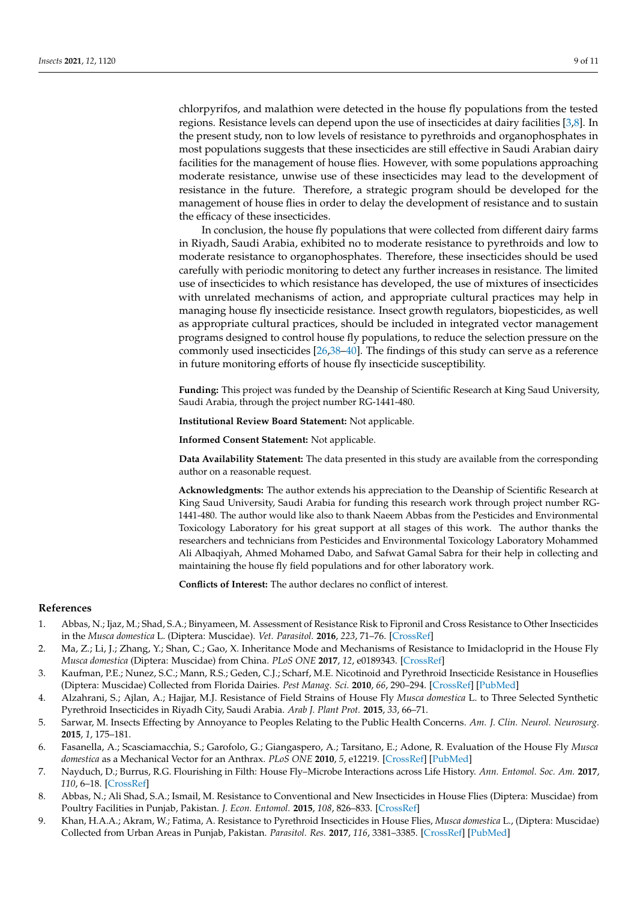chlorpyrifos, and malathion were detected in the house fly populations from the tested regions. Resistance levels can depend upon the use of insecticides at dairy facilities [3,8]. In the present study, non to low levels of resistance to pyrethroids and organophosphates in most populations suggests that these insecticides are still effective in Saudi Arabian dairy facilities for the management of house flies. However, with some populations approaching moderate resistance, unwise use of these insecticides may lead to the development of resistance in the future. Therefore, a strategic program should be developed for the management of house flies in order to delay the development of resistance and to sustain the efficacy of these insecticides.

In conclusion, the house fly populations that were collected from different dairy farms in Riyadh, Saudi Arabia, exhibited no to moderate resistance to pyrethroids and low to moderate resistance to organophosphates. Therefore, these insecticides should be used carefully with periodic monitoring to detect any further increases in resistance. The limited use of insecticides to which resistance has developed, the use of mixtures of insecticides with unrelated mechanisms of action, and appropriate cultural practices may help in managing house fly insecticide resistance. Insect growth regulators, biopesticides, as well as appropriate cultural practices, should be included in integrated vector management programs designed to control house fly populations, to reduce the selection pressure on the commonly used insecticides [26,38–40]. The findings of this study can serve as a reference in future monitoring efforts of house fly insecticide susceptibility.

**Funding:** This project was funded by the Deanship of Scientific Research at King Saud University, Saudi Arabia, through the project number RG-1441-480.

**Institutional Review Board Statement:** Not applicable.

**Informed Consent Statement:** Not applicable.

**Data Availability Statement:** The data presented in this study are available from the corresponding author on a reasonable request.

**Acknowledgments:** The author extends his appreciation to the Deanship of Scientific Research at King Saud University, Saudi Arabia for funding this research work through project number RG-1441-480. The author would like also to thank Naeem Abbas from the Pesticides and Environmental Toxicology Laboratory for his great support at all stages of this work. The author thanks the researchers and technicians from Pesticides and Environmental Toxicology Laboratory Mohammed Ali Albaqiyah, Ahmed Mohamed Dabo, and Safwat Gamal Sabra for their help in collecting and maintaining the house fly field populations and for other laboratory work.

**Conflicts of Interest:** The author declares no conflict of interest.

## References

1. Abbas, N.; Ijaz, M.; Shad, S.A.; Binyameen, M. Assessment of Resistance Risk to Fipronil and Cross Resistance to Other Insecticides in the *Musca domestica* L. (Diptera: Muscidae). *Vet. Parasitol.* **2016**, *223*, 71–76. [CrossRef]
2. Ma, Z.; Li, J.; Zhang, Y.; Shan, C.; Gao, X. Inheritance Mode and Mechanisms of Resistance to Imidacloprid in the House Fly *Musca domestica* (Diptera: Muscidae) from China. *PLoS ONE* **2017**, *12*, e0189343. [CrossRef]
3. Kaufman, P.E.; Nunez, S.C.; Mann, R.S.; Geden, C.J.; Scharf, M.E. Nicotinoid and Pyrethroid Insecticide Resistance in Houseflies (Diptera: Muscidae) Collected from Florida Dairies. *Pest Manag. Sci.* **2010**, *66*, 290–294. [CrossRef] [PubMed]
4. Alzahrani, S.; Ajlan, A.; Hajjar, M.J. Resistance of Field Strains of House Fly *Musca domestica* L. to Three Selected Synthetic Pyrethroid Insecticides in Riyadh City, Saudi Arabia. *Arab J. Plant Prot.* **2015**, *33*, 66–71.
5. Sarwar, M. Insects Effecting by Annoyance to Peoples Relating to the Public Health Concerns. *Am. J. Clin. Neurol. Neurosurg.* **2015**, *1*, 175–181.
6. Fasanella, A.; Scasciamacchia, S.; Garofolo, G.; Giangaspero, A.; Tarsitano, E.; Adone, R. Evaluation of the House Fly *Musca domestica* as a Mechanical Vector for an Anthrax. *PLoS ONE* **2010**, *5*, e12219. [CrossRef] [PubMed]
7. Nayduch, D.; Burrus, R.G. Flourishing in Filth: House Fly–Microbe Interactions across Life History. *Ann. Entomol. Soc. Am.* **2017**, *110*, 6–18. [CrossRef]
8. Abbas, N.; Ali Shad, S.A.; Ismail, M. Resistance to Conventional and New Insecticides in House Flies (Diptera: Muscidae) from Poultry Facilities in Punjab, Pakistan. *J. Econ. Entomol.* **2015**, *108*, 826–833. [CrossRef]
9. Khan, H.A.A.; Akram, W.; Fatima, A. Resistance to Pyrethroid Insecticides in House Flies, *Musca domestica* L., (Diptera: Muscidae) Collected from Urban Areas in Punjab, Pakistan. *Parasitol. Res.* **2017**, *116*, 3381–3385. [CrossRef] [PubMed]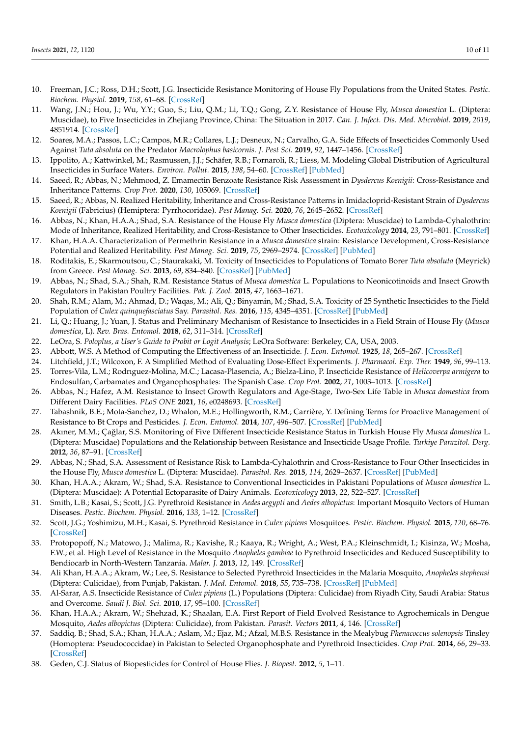10. Freeman, J.C.; Ross, D.H.; Scott, J.G. Insecticide Resistance Monitoring of House Fly Populations from the United States. *Pestic. Biochem. Physiol.* **2019**, *158*, 61–68. [CrossRef]
11. Wang, J.N.; Hou, J.; Wu, Y.Y.; Guo, S.; Liu, Q.M.; Li, T.Q.; Gong, Z.Y. Resistance of House Fly, *Musca domestica* L. (Diptera: Muscidae), to Five Insecticides in Zhejiang Province, China: The Situation in 2017. *Can. J. Infect. Dis. Med. Microbiol.* **2019**, *2019*, 4851914. [CrossRef]
12. Soares, M.A.; Passos, L.C.; Campos, M.R.; Collares, L.J.; Desneux, N.; Carvalho, G.A. Side Effects of Insecticides Commonly Used Against *Tuta absoluta* on the Predator *Macrolophus basicornis*. *J. Pest Sci.* **2019**, *92*, 1447–1456. [CrossRef]
13. Ippolito, A.; Kattwinkel, M.; Rasmussen, J.J.; Schäfer, R.B.; Fornaroli, R.; Liess, M. Modeling Global Distribution of Agricultural Insecticides in Surface Waters. *Environ. Pollut.* **2015**, *198*, 54–60. [CrossRef] [PubMed]
14. Saeed, R.; Abbas, N.; Mehmood, Z. Emamectin Benzoate Resistance Risk Assessment in *Dysdercus Koenigii*: Cross-Resistance and Inheritance Patterns. *Crop Prot.* **2020**, *130*, 105069. [CrossRef]
15. Saeed, R.; Abbas, N. Realized Heritability, Inheritance and Cross-Resistance Patterns in Imidacloprid-Resistant Strain of *Dysdercus Koenigii* (Fabricius) (Hemiptera: Pyrrhocoridae). *Pest Manag. Sci.* **2020**, *76*, 2645–2652. [CrossRef]
16. Abbas, N.; Khan, H.A.A.; Shad, S.A. Resistance of the House Fly *Musca domestica* (Diptera: Muscidae) to Lambda-Cyhalothrin: Mode of Inheritance, Realized Heritability, and Cross-Resistance to Other Insecticides. *Ecotoxicology* **2014**, *23*, 791–801. [CrossRef]
17. Khan, H.A.A. Characterization of Permethrin Resistance in a *Musca domestica* strain: Resistance Development, Cross-Resistance Potential and Realized Heritability. *Pest Manag. Sci.* **2019**, *75*, 2969–2974. [CrossRef] [PubMed]
18. Roditakis, E.; Skarmoutsou, C.; Staurakaki, M. Toxicity of Insecticides to Populations of Tomato Borer *Tuta absoluta* (Meyrick) from Greece. *Pest Manag. Sci.* **2013**, *69*, 834–840. [CrossRef] [PubMed]
19. Abbas, N.; Shad, S.A.; Shah, R.M. Resistance Status of *Musca domestica* L. Populations to Neonicotinoids and Insect Growth Regulators in Pakistan Poultry Facilities. *Pak. J. Zool.* **2015**, *47*, 1663–1671.
20. Shah, R.M.; Alam, M.; Ahmad, D.; Waqas, M.; Ali, Q.; Binyamin, M.; Shad, S.A. Toxicity of 25 Synthetic Insecticides to the Field Population of *Culex quinquefasciatus* Say. *Parasitol. Res.* **2016**, *115*, 4345–4351. [CrossRef] [PubMed]
21. Li, Q.; Huang, J.; Yuan, J. Status and Preliminary Mechanism of Resistance to Insecticides in a Field Strain of House Fly (*Musca domestica*, L). *Rev. Bras. Entomol.* **2018**, *62*, 311–314. [CrossRef]
22. LeOra, S. *Poloplus, a User's Guide to Probit or Logit Analysis*; LeOra Software: Berkeley, CA, USA, 2003.
23. Abbott, W.S. A Method of Computing the Effectiveness of an Insecticide. *J. Econ. Entomol.* **1925**, *18*, 265–267. [CrossRef]
24. Litchfield, J.T.; Wilcoxon, F. A Simplified Method of Evaluating Dose-Effect Experiments. *J. Pharmacol. Exp. Ther.* **1949**, *96*, 99–113.
25. Torres-Vila, L.M.; Rodrıguez-Molina, M.C.; Lacasa-Plasencia, A.; Bielza-Lino, P. Insecticide Resistance of *Helicoverpa armigera* to Endosulfan, Carbamates and Organophosphates: The Spanish Case. *Crop Prot.* **2002**, *21*, 1003–1013. [CrossRef]
26. Abbas, N.; Hafez, A.M. Resistance to Insect Growth Regulators and Age-Stage, Two-Sex Life Table in *Musca domestica* from Different Dairy Facilities. *PLoS ONE* **2021**, *16*, e0248693. [CrossRef]
27. Tabashnik, B.E.; Mota-Sanchez, D.; Whalon, M.E.; Hollingworth, R.M.; Carrière, Y. Defining Terms for Proactive Management of Resistance to Bt Crops and Pesticides. *J. Econ. Entomol.* **2014**, *107*, 496–507. [CrossRef] [PubMed]
28. Akıner, M.M.; Çağlar, S.S. Monitoring of Five Different Insecticide Resistance Status in Turkish House Fly *Musca domestica* L. (Diptera: Muscidae) Populations and the Relationship between Resistance and Insecticide Usage Profile. *Turkiye Parazitol. Derg.* **2012**, *36*, 87–91. [CrossRef]
29. Abbas, N.; Shad, S.A. Assessment of Resistance Risk to Lambda-Cyhalothrin and Cross-Resistance to Four Other Insecticides in the House Fly, *Musca domestica* L. (Diptera: Muscidae). *Parasitol. Res.* **2015**, *114*, 2629–2637. [CrossRef] [PubMed]
30. Khan, H.A.A.; Akram, W.; Shad, S.A. Resistance to Conventional Insecticides in Pakistani Populations of *Musca domestica* L. (Diptera: Muscidae): A Potential Ectoparasite of Dairy Animals. *Ecotoxicology* **2013**, *22*, 522–527. [CrossRef]
31. Smith, L.B.; Kasai, S.; Scott, J.G. Pyrethroid Resistance in *Aedes aegypti* and *Aedes albopictus*: Important Mosquito Vectors of Human Diseases. *Pestic. Biochem. Physiol.* **2016**, *133*, 1–12. [CrossRef]
32. Scott, J.G.; Yoshimizu, M.H.; Kasai, S. Pyrethroid Resistance in *Culex pipiens* Mosquitoes. *Pestic. Biochem. Physiol.* **2015**, *120*, 68–76. [CrossRef]
33. Protopopoff, N.; Matowo, J.; Malima, R.; Kavishe, R.; Kaaya, R.; Wright, A.; West, P.A.; Kleinschmidt, I.; Kisinza, W.; Mosha, F.W.; et al. High Level of Resistance in the Mosquito *Anopheles gambiae* to Pyrethroid Insecticides and Reduced Susceptibility to Bendiocarb in North-Western Tanzania. *Malar. J.* **2013**, *12*, 149. [CrossRef]
34. Ali Khan, H.A.A.; Akram, W.; Lee, S. Resistance to Selected Pyrethroid Insecticides in the Malaria Mosquito, *Anopheles stephensi* (Diptera: Culicidae), from Punjab, Pakistan. *J. Med. Entomol.* **2018**, *55*, 735–738. [CrossRef] [PubMed]
35. Al-Sarar, A.S. Insecticide Resistance of *Culex pipiens* (L.) Populations (Diptera: Culicidae) from Riyadh City, Saudi Arabia: Status and Overcome. *Saudi J. Biol. Sci.* **2010**, *17*, 95–100. [CrossRef]
36. Khan, H.A.A.; Akram, W.; Shehzad, K.; Shaalan, E.A. First Report of Field Evolved Resistance to Agrochemicals in Dengue Mosquito, *Aedes albopictus* (Diptera: Culicidae), from Pakistan. *Parasit. Vectors* **2011**, *4*, 146. [CrossRef]
37. Saddiq, B.; Shad, S.A.; Khan, H.A.A.; Aslam, M.; Ejaz, M.; Afzal, M.B.S. Resistance in the Mealybug *Phenacoccus solenopsis* Tinsley (Homoptera: Pseudococcidae) in Pakistan to Selected Organophosphate and Pyrethroid Insecticides. *Crop Prot.* **2014**, *66*, 29–33. [CrossRef]
38. Geden, C.J. Status of Biopesticides for Control of House Flies. *J. Biopest.* **2012**, *5*, 1–11.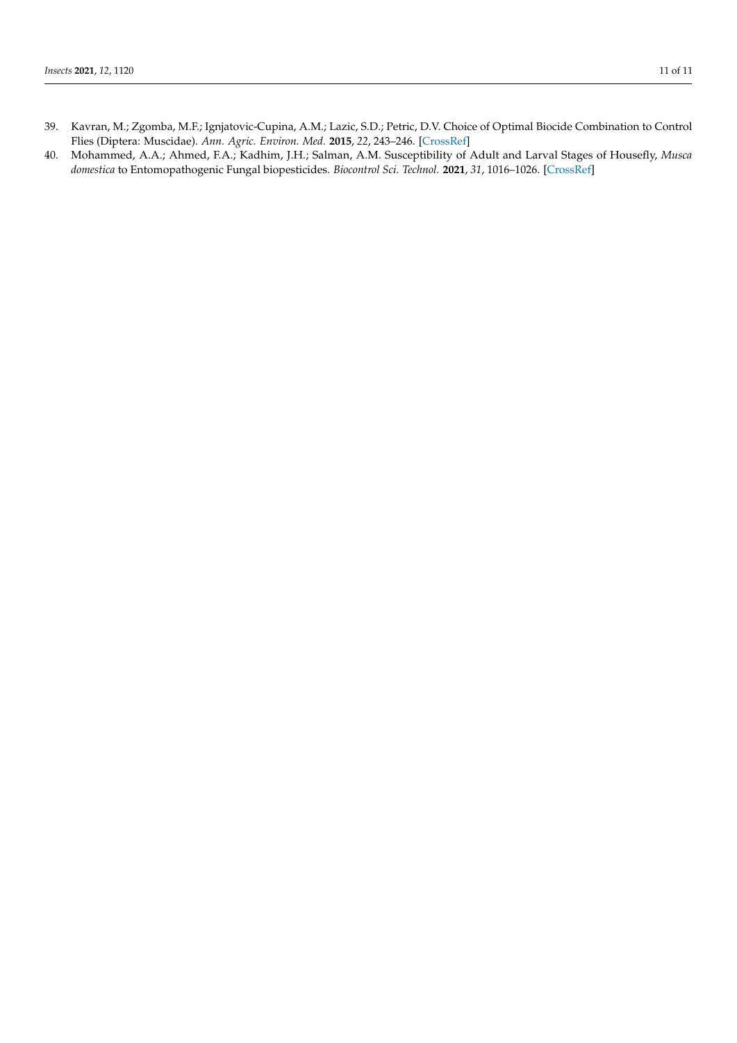39. Kavran, M.; Zgomba, M.F.; Ignjatovic-Cupina, A.M.; Lazic, S.D.; Petric, D.V. Choice of Optimal Biocide Combination to Control Flies (Diptera: Muscidae). *Ann. Agric. Environ. Med.* **2015**, *22*, 243–246. [CrossRef]
40. Mohammed, A.A.; Ahmed, F.A.; Kadhim, J.H.; Salman, A.M. Susceptibility of Adult and Larval Stages of Housefly, *Musca domestica* to Entomopathogenic Fungal biopesticides. *Biocontrol Sci. Technol.* **2021**, *31*, 1016–1026. [CrossRef]